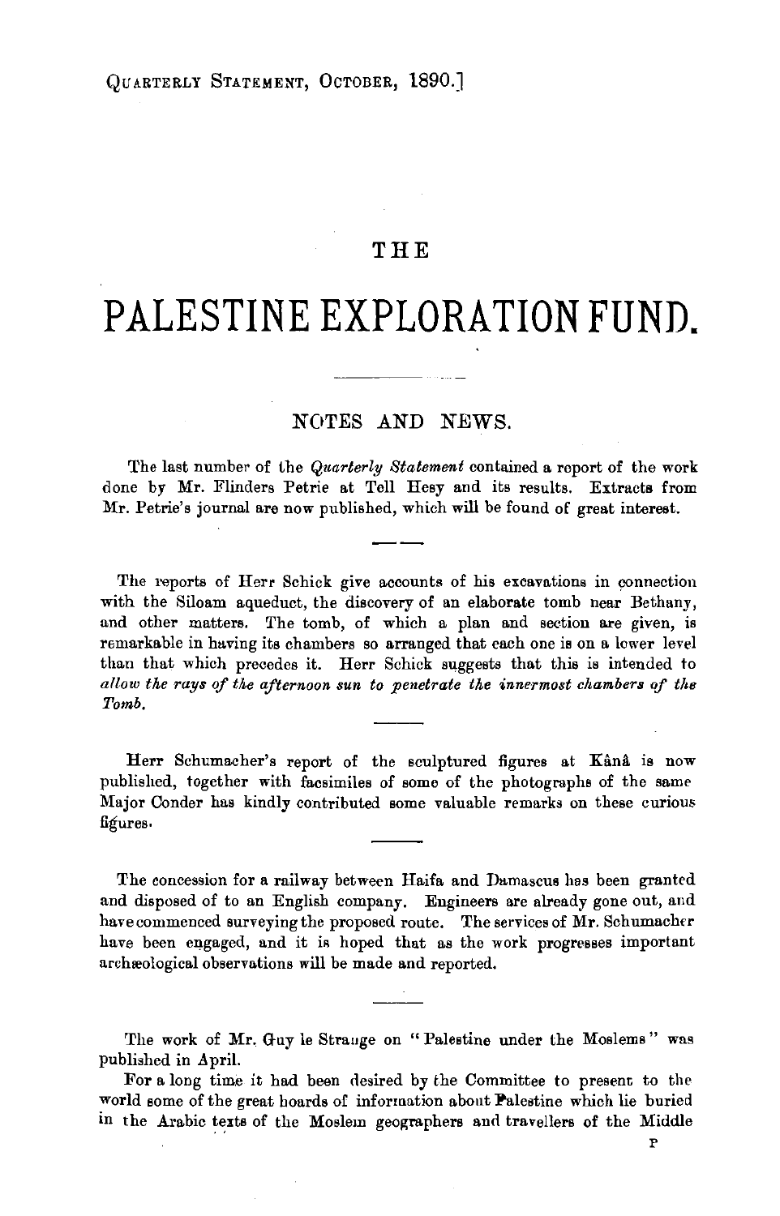QUARTERLY STATEMENT, OCTOBER, 1890.]

# THE

# PALESTINE EXPLORATION FUND.

## NOTES AND NEWS.

The last number of the *Quarterly Statement* contained a report of the work done by Mr. Flinders Petrie at Tell Hesy and its results. Extracts from Mr. Petrie's journal are now published, which will be found of great interest.

The reports of Herr Schick give accounts of his excavations in connection with the Siloam aqueduct, the discovery of an elaborate tomb near Bethany, and other matters. The tomb, of which a plan and section are given, is remarkable in having its chambers so arranged that each one is on a lower level than that which precedes it. Herr Schick suggests that this is intended to *allow the rays of the afternoon sun to penetrate the innermost chambers of the Tomb.*

Herr Schumacher's report of the sculptured figures at Kânâ is now published, together with facsimiles of some of the photographs of the same Major Conder has kindly contributed some valuable remarks on these curious figures.

The concession for a railway between Haifa and Damascus has been granted and disposed of to an English company. Engineers are already gone out, and have commenced surveying the proposed route. The services of Mr. Schumacher have been engaged, and it is hoped that as the work progresses important archæological observations will be made and reported.

The work of Mr. Guy le Strange on "Palestine under the Moslems" was published in April.

For a long time it had been desired by the Committee to present to the world some of the great hoards of information about Palestine which lie buried in the Arabic texts of the Moslem geographers and travellers of the Middle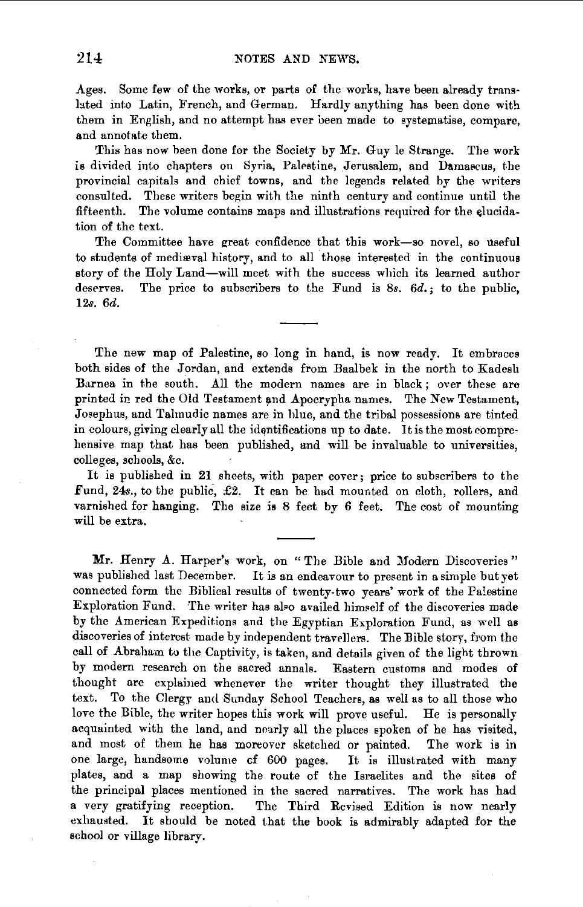Ages. Some few of the works, or parts of the works, have been already translated into Latin, French, and German. Hardly anything has been done with them in English, and no attempt has ever been made to systematise, compare, and annotate them.

This has now been done for the Society by Mr. Guy le Strange. The work is divided into chapters on Syria, Palestine, Jerusalem, and Damascus, the provincial capitals and chief towns, and the legends related by the writers consulted. These writers begin with the ninth century and continue until the fifteenth. The volume contains maps and illustrations required for the elucidation of the text.

The Committee have great confidence that this work—so novel, so useful to students of mediæval history, and to all those interested in the continuous story of the Holy Land—will meet with the success which its learned author deserves. The price to subscribers to the Fund is 8*s*. 6*d*.; to the public, 12*s*. 6*d*.

---

The new map of Palestine, so long in hand, is now ready. It embraces both sides of the Jordan, and extends from Baalbek in the north to Kadesh Barnea in the south. All the modern names are in black; over these are printed in red the Old Testament and Apocrypha names. The New Testament, Josephus, and Talmudic names are in blue, and the tribal possessions are tinted in colours, giving clearly all the identifications up to date. It is the most comprehensive map that has been published, and will be invaluable to universities, colleges, schools, &c.

It is published in 21 sheets, with paper cover; price to subscribers to the Fund, 24*s*., to the public, £2. It can be had mounted on cloth, rollers, and varnished for hanging. The size is 8 feet by 6 feet. The cost of mounting will be extra.

---

Mr. Henry A. Harper's work, on "The Bible and Modern Discoveries" was published last December. It is an endeavour to present in a simple but yet connected form the Biblical results of twenty-two years' work of the Palestine Exploration Fund. The writer has also availed himself of the discoveries made by the American Expeditions and the Egyptian Exploration Fund, as well as discoveries of interest made by independent travellers. The Bible story, from the call of Abraham to the Captivity, is taken, and details given of the light thrown by modern research on the sacred annals. Eastern customs and modes of thought are explained whenever the writer thought they illustrated the text. To the Clergy and Sunday School Teachers, as well as to all those who love the Bible, the writer hopes this work will prove useful. He is personally acquainted with the land, and nearly all the places spoken of he has visited, and most of them he has moreover sketched or painted. The work is in one large, handsome volume of 600 pages. It is illustrated with many plates, and a map showing the route of the Israelites and the sites of the principal places mentioned in the sacred narratives. The work has had a very gratifying reception. The Third Revised Edition is now nearly exhausted. It should be noted that the book is admirably adapted for the school or village library.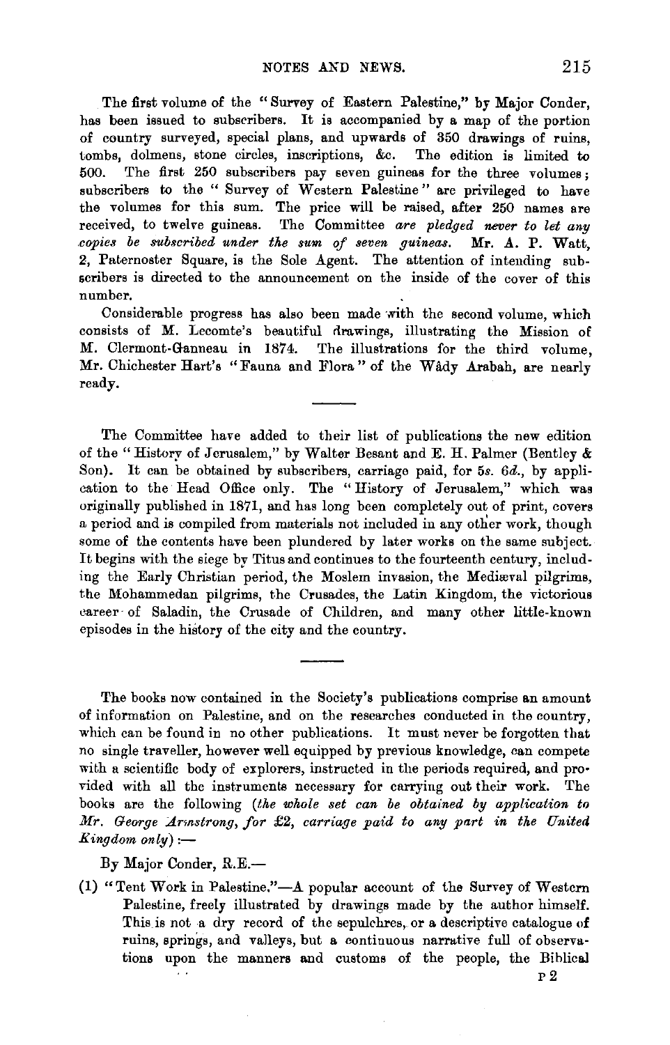The first volume of the "Survey of Eastern Palestine," by Major Conder, has been issued to subscribers. It is accompanied by a map of the portion of country surveyed, special plans, and upwards of 350 drawings of ruins, tombs, dolmens, stone circles, inscriptions, &c. The edition is limited to 500. The first 250 subscribers pay seven guineas for the three volumes; subscribers to the "Survey of Western Palestine" are privileged to have the volumes for this sum. The price will be raised, after 250 names are received, to twelve guineas. The Committee *are pledged never to let any copies be subscribed under the sum of seven guineas.* Mr. A. P. Watt, 2, Paternoster Square, is the Sole Agent. The attention of intending subscribers is directed to the announcement on the inside of the cover of this number.

Considerable progress has also been made with the second volume, which consists of M. Lecomte's beautiful drawings, illustrating the Mission of M. Clermont-Ganneau in 1874. The illustrations for the third volume, Mr. Chichester Hart's "Fauna and Flora" of the Wâdy Arabah, are nearly ready.

---

The Committee have added to their list of publications the new edition of the "History of Jerusalem," by Walter Besant and E. H. Palmer (Bentley & Son). It can be obtained by subscribers, carriage paid, for 5*s.* 6*d.*, by application to the Head Office only. The "History of Jerusalem," which was originally published in 1871, and has long been completely out of print, covers a period and is compiled from materials not included in any other work, though some of the contents have been plundered by later works on the same subject. It begins with the siege by Titus and continues to the fourteenth century, including the Early Christian period, the Moslem invasion, the Mediæval pilgrims, the Mohammedan pilgrims, the Crusades, the Latin Kingdom, the victorious career of Saladin, the Crusade of Children, and many other little-known episodes in the history of the city and the country.

---

The books now contained in the Society's publications comprise an amount of information on Palestine, and on the researches conducted in the country, which can be found in no other publications. It must never be forgotten that no single traveller, however well equipped by previous knowledge, can compete with a scientific body of explorers, instructed in the periods required, and provided with all the instruments necessary for carrying out their work. The books are the following (*the whole set can be obtained by application to Mr. George Armstrong, for £2, carriage paid to any part in the United Kingdom only*) :—

By Major Conder, R.E.—

(1) "Tent Work in Palestine."—A popular account of the Survey of Western Palestine, freely illustrated by drawings made by the author himself. This is not a dry record of the sepulchres, or a descriptive catalogue of ruins, springs, and valleys, but a continuous narrative full of observations upon the manners and customs of the people, the Biblical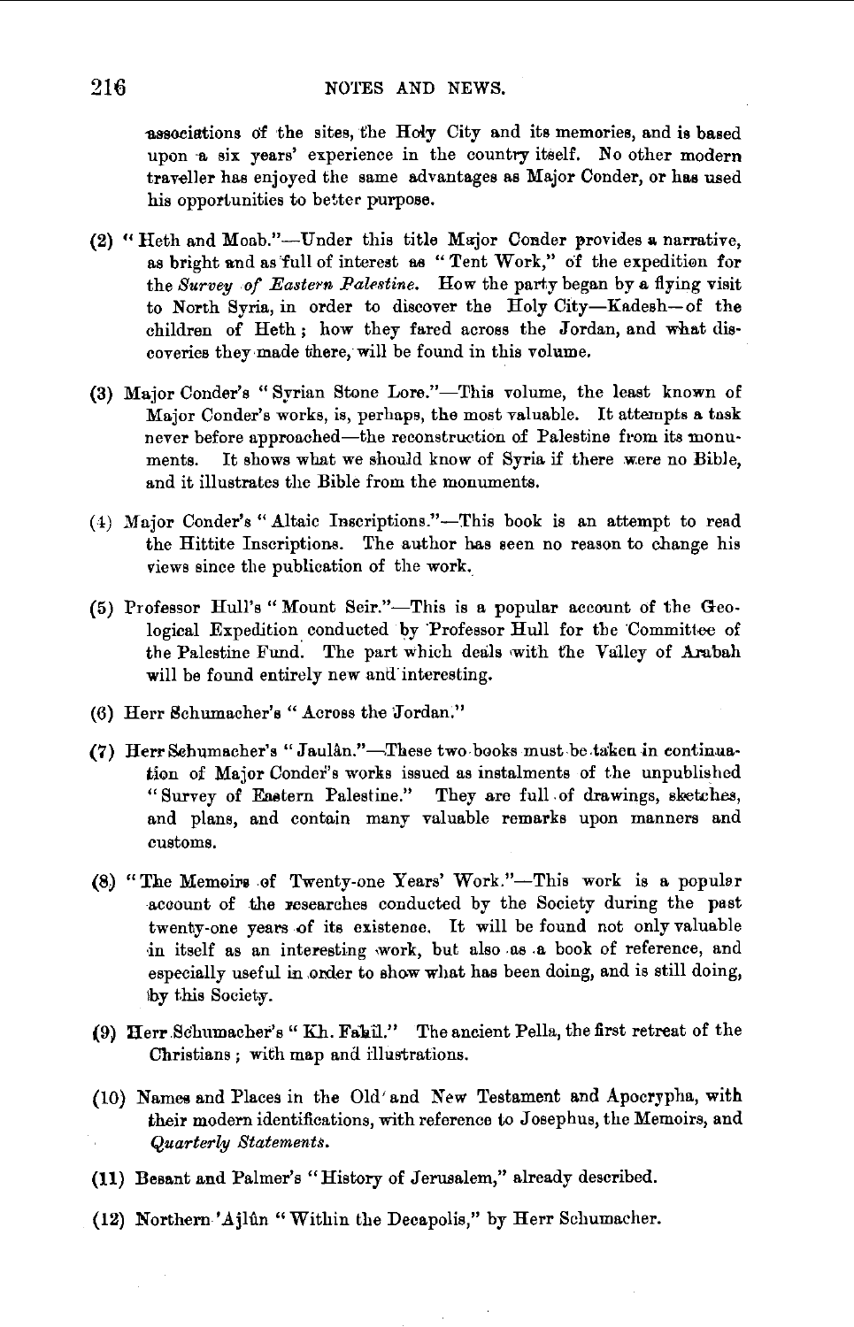associations of the sites, the Holy City and its memories, and is based upon a six years' experience in the country itself. No other modern traveller has enjoyed the same advantages as Major Conder, or has used his opportunities to better purpose.

(2) "Heth and Moab."—Under this title Major Conder provides a narrative, as bright and as full of interest as "Tent Work," of the expedition for the *Survey of Eastern Palestine.* How the party began by a flying visit to North Syria, in order to discover the Holy City—Kadesh—of the children of Heth; how they fared across the Jordan, and what discoveries they made there, will be found in this volume.

(3) Major Conder's "Syrian Stone Lore."—This volume, the least known of Major Conder's works, is, perhaps, the most valuable. It attempts a task never before approached—the reconstruction of Palestine from its monuments. It shows what we should know of Syria if there were no Bible, and it illustrates the Bible from the monuments.

(4) Major Conder's "Altaic Inscriptions."—This book is an attempt to read the Hittite Inscriptions. The author has seen no reason to change his views since the publication of the work.

(5) Professor Hull's "Mount Seir."—This is a popular account of the Geological Expedition conducted by Professor Hull for the Committee of the Palestine Fund. The part which deals with the Valley of Arabah will be found entirely new and interesting.

(6) Herr Schumacher's "Across the Jordan."

(7) Herr Schumacher's "Jaulân."—These two books must be taken in continuation of Major Conder's works issued as instalments of the unpublished "Survey of Eastern Palestine." They are full of drawings, sketches, and plans, and contain many valuable remarks upon manners and customs.

(8) "The Memoirs of Twenty-one Years' Work."—This work is a popular account of the researches conducted by the Society during the past twenty-one years of its existence. It will be found not only valuable in itself as an interesting work, but also as a book of reference, and especially useful in order to show what has been doing, and is still doing, by this Society.

(9) Herr Schumacher's "Kh. Fahil." The ancient Pella, the first retreat of the Christians; with map and illustrations.

(10) Names and Places in the Old and New Testament and Apocrypha, with their modern identifications, with reference to Josephus, the Memoirs, and *Quarterly Statements.*

(11) Besant and Palmer's "History of Jerusalem," already described.

(12) Northern 'Ajlûn "Within the Decapolis," by Herr Schumacher.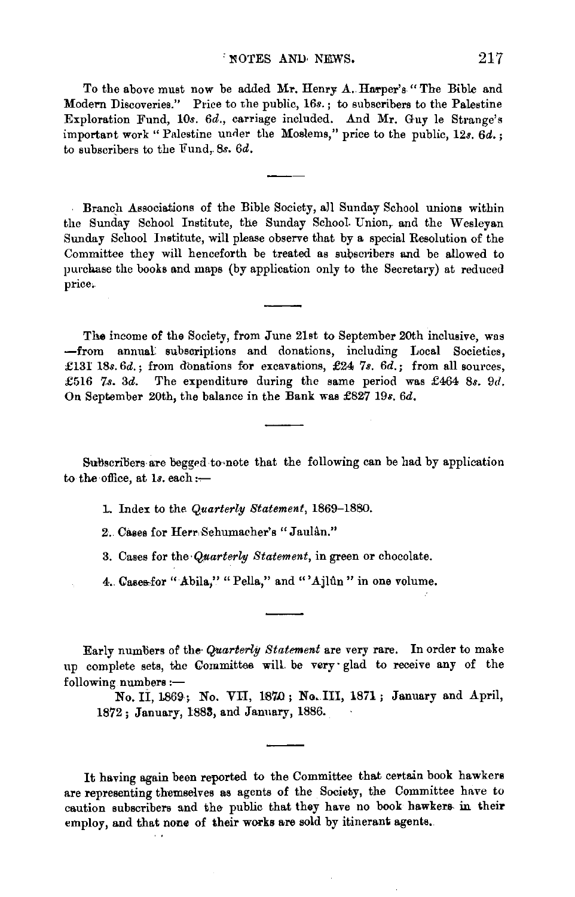To the above must now be added Mr. Henry A. Harper's "The Bible and Modern Discoveries." Price to the public, 16*s.*; to subscribers to the Palestine Exploration Fund, 10*s.* 6*d.*, carriage included. And Mr. Guy le Strange's important work "Palestine under the Moslems," price to the public, 12*s.* 6*d.*; to subscribers to the Fund, 8*s.* 6*d.*

---

Branch Associations of the Bible Society, all Sunday School unions within the Sunday School Institute, the Sunday School Union, and the Wesleyan Sunday School Institute, will please observe that by a special Resolution of the Committee they will henceforth be treated as subscribers and be allowed to purchase the books and maps (by application only to the Secretary) at reduced price.

---

The income of the Society, from June 21st to September 20th inclusive, was —from annual subscriptions and donations, including Local Societies, £131 18*s.* 6*d.*; from donations for excavations, £24 7*s.* 6*d.*; from all sources, £516 7*s.* 3*d.* The expenditure during the same period was £464 8*s.* 9*d.* On September 20th, the balance in the Bank was £827 19*s.* 6*d.*

---

Subscribers are begged to note that the following can be had by application to the office, at 1*s.* each:—

1. Index to the *Quarterly Statement*, 1869–1880.
2. Cases for Herr Schumacher's "Jaulân."
3. Cases for the *Quarterly Statement*, in green or chocolate.
4. Cases for "Abila," "Pella," and "'Ajlûn" in one volume.

---

Early numbers of the *Quarterly Statement* are very rare. In order to make up complete sets, the Committee will be very glad to receive any of the following numbers:—

No. II, 1869; No. VII, 1870; No. III, 1871; January and April, 1872; January, 1883, and January, 1886.

---

It having again been reported to the Committee that certain book hawkers are representing themselves as agents of the Society, the Committee have to caution subscribers and the public that they have no book hawkers in their employ, and that none of their works are sold by itinerant agents.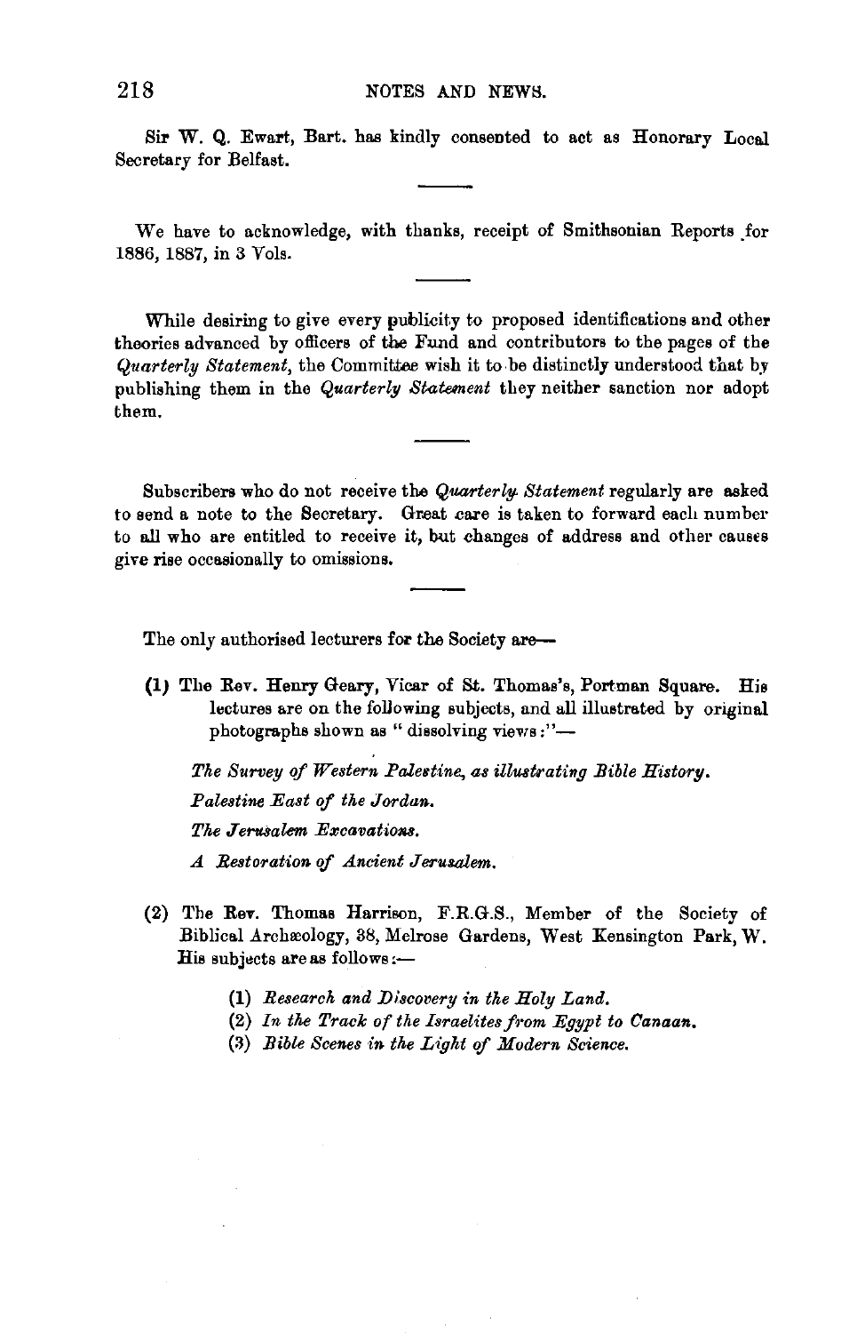Sir W. Q. Ewart, Bart. has kindly consented to act as Honorary Local Secretary for Belfast.

---

We have to acknowledge, with thanks, receipt of Smithsonian Reports for 1886, 1887, in 3 Vols.

---

While desiring to give every publicity to proposed identifications and other theories advanced by officers of the Fund and contributors to the pages of the *Quarterly Statement*, the Committee wish it to be distinctly understood that by publishing them in the *Quarterly Statement* they neither sanction nor adopt them.

---

Subscribers who do not receive the *Quarterly Statement* regularly are asked to send a note to the Secretary. Great care is taken to forward each number to all who are entitled to receive it, but changes of address and other causes give rise occasionally to omissions.

---

The only authorised lecturers for the Society are—

(1) The Rev. Henry Geary, Vicar of St. Thomas's, Portman Square. His lectures are on the following subjects, and all illustrated by original photographs shown as "dissolving views:"—

*The Survey of Western Palestine, as illustrating Bible History.*

*Palestine East of the Jordan.*

*The Jerusalem Excavations.*

*A Restoration of Ancient Jerusalem.*

(2) The Rev. Thomas Harrison, F.R.G.S., Member of the Society of Biblical Archæology, 38, Melrose Gardens, West Kensington Park, W. His subjects are as follows:—

(1) *Research and Discovery in the Holy Land.*
(2) *In the Track of the Israelites from Egypt to Canaan.*
(3) *Bible Scenes in the Light of Modern Science.*